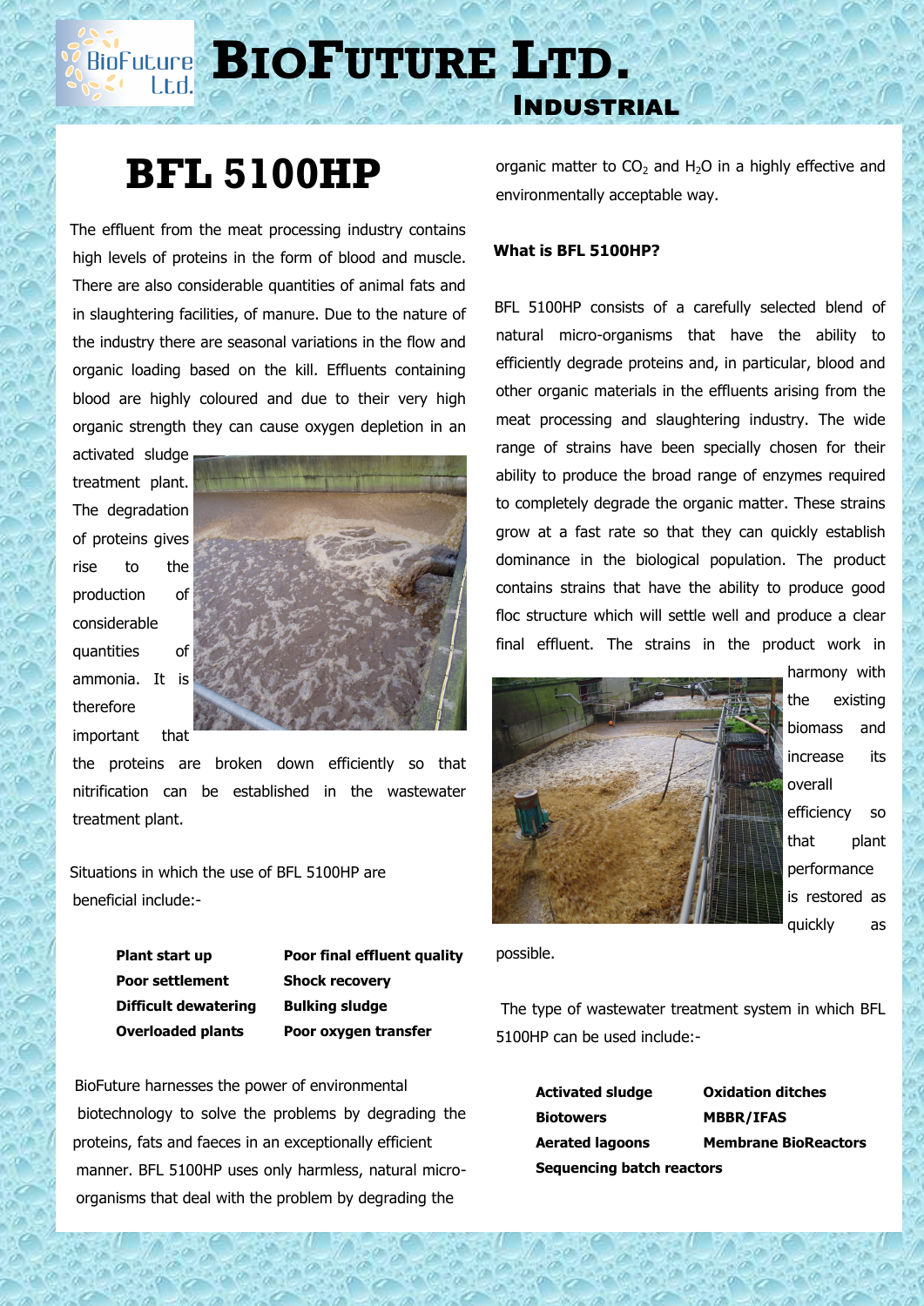# BioFuture Ltd.

## Industrial

# BFL 5100HP

The effluent from the meat processing industry contains high levels of proteins in the form of blood and muscle. There are also considerable quantities of animal fats and in slaughtering facilities, of manure. Due to the nature of the industry there are seasonal variations in the flow and organic loading based on the kill. Effluents containing blood are highly coloured and due to their very high organic strength they can cause oxygen depletion in an activated sludge treatment plant. The degradation of proteins gives rise to the production of considerable quantities of ammonia. It is therefore important that the proteins are broken down efficiently so that nitrification can be established in the wastewater treatment plant.

Situations in which the use of BFL 5100HP are beneficial include:-

| | |
|---|---|
| **Plant start up** | **Poor final effluent quality** |
| **Poor settlement** | **Shock recovery** |
| **Difficult dewatering** | **Bulking sludge** |
| **Overloaded plants** | **Poor oxygen transfer** |

BioFuture harnesses the power of environmental biotechnology to solve the problems by degrading the proteins, fats and faeces in an exceptionally efficient manner. BFL 5100HP uses only harmless, natural micro-organisms that deal with the problem by degrading the organic matter to $CO_2$ and $H_2O$ in a highly effective and environmentally acceptable way.

### What is BFL 5100HP?

BFL 5100HP consists of a carefully selected blend of natural micro-organisms that have the ability to efficiently degrade proteins and, in particular, blood and other organic materials in the effluents arising from the meat processing and slaughtering industry. The wide range of strains have been specially chosen for their ability to produce the broad range of enzymes required to completely degrade the organic matter. These strains grow at a fast rate so that they can quickly establish dominance in the biological population. The product contains strains that have the ability to produce good floc structure which will settle well and produce a clear final effluent. The strains in the product work in harmony with the existing biomass and increase its overall efficiency so that plant performance is restored as quickly as possible.

The type of wastewater treatment system in which BFL 5100HP can be used include:-

| | |
|---|---|
| **Activated sludge** | **Oxidation ditches** |
| **Biotowers** | **MBBR/IFAS** |
| **Aerated lagoons** | **Membrane BioReactors** |
| **Sequencing batch reactors** | |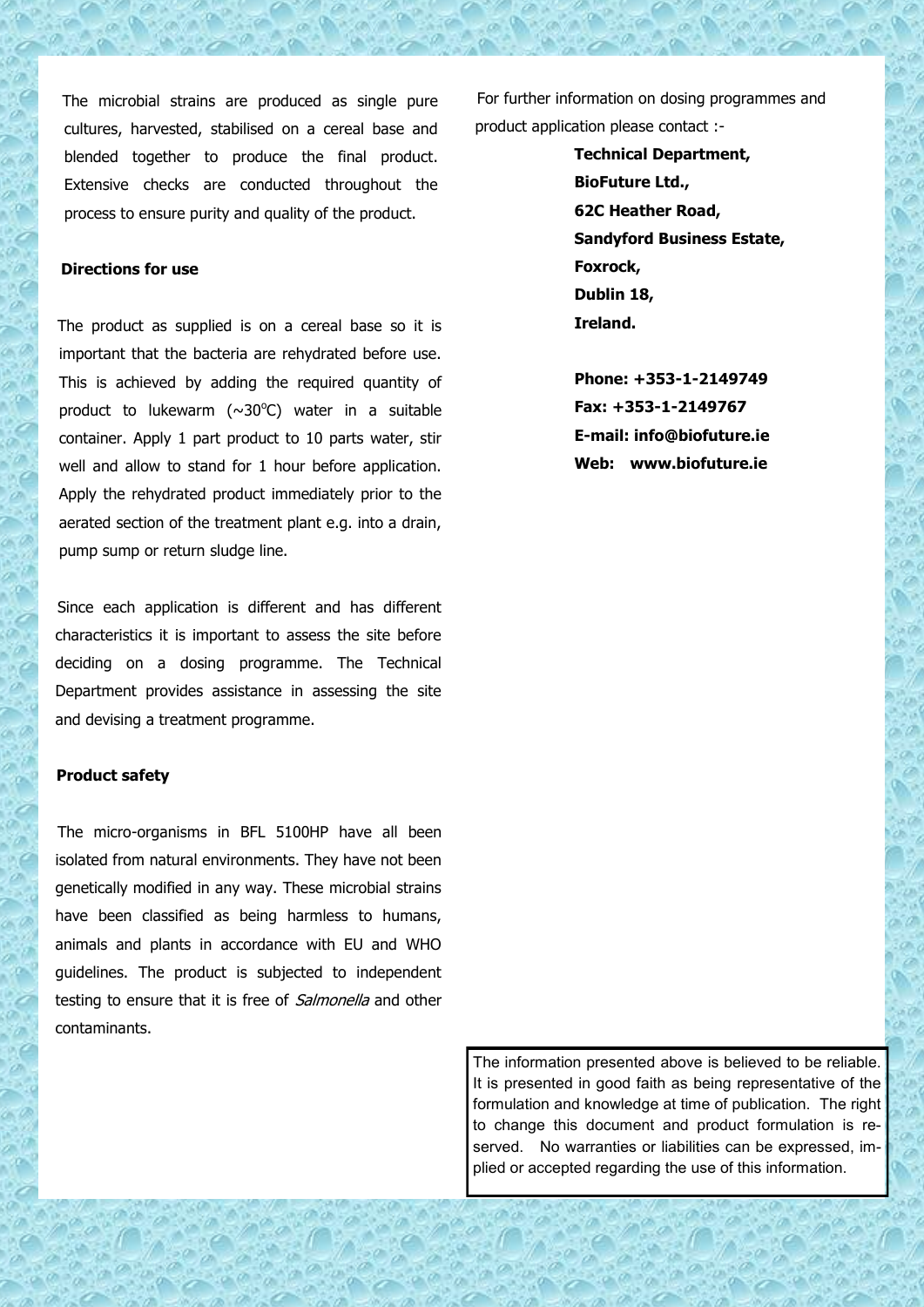The microbial strains are produced as single pure cultures, harvested, stabilised on a cereal base and blended together to produce the final product. Extensive checks are conducted throughout the process to ensure purity and quality of the product.

**Directions for use**

The product as supplied is on a cereal base so it is important that the bacteria are rehydrated before use. This is achieved by adding the required quantity of product to lukewarm (~30°C) water in a suitable container. Apply 1 part product to 10 parts water, stir well and allow to stand for 1 hour before application. Apply the rehydrated product immediately prior to the aerated section of the treatment plant e.g. into a drain, pump sump or return sludge line.

Since each application is different and has different characteristics it is important to assess the site before deciding on a dosing programme. The Technical Department provides assistance in assessing the site and devising a treatment programme.

**Product safety**

The micro-organisms in BFL 5100HP have all been isolated from natural environments. They have not been genetically modified in any way. These microbial strains have been classified as being harmless to humans, animals and plants in accordance with EU and WHO guidelines. The product is subjected to independent testing to ensure that it is free of *Salmonella* and other contaminants.

For further information on dosing programmes and product application please contact :-

**Technical Department,**
**BioFuture Ltd.,**
**62C Heather Road,**
**Sandyford Business Estate,**
**Foxrock,**
**Dublin 18,**
**Ireland.**

**Phone: +353-1-2149749**
**Fax: +353-1-2149767**
**E-mail: info@biofuture.ie**
**Web: www.biofuture.ie**

The information presented above is believed to be reliable. It is presented in good faith as being representative of the formulation and knowledge at time of publication. The right to change this document and product formulation is reserved. No warranties or liabilities can be expressed, implied or accepted regarding the use of this information.